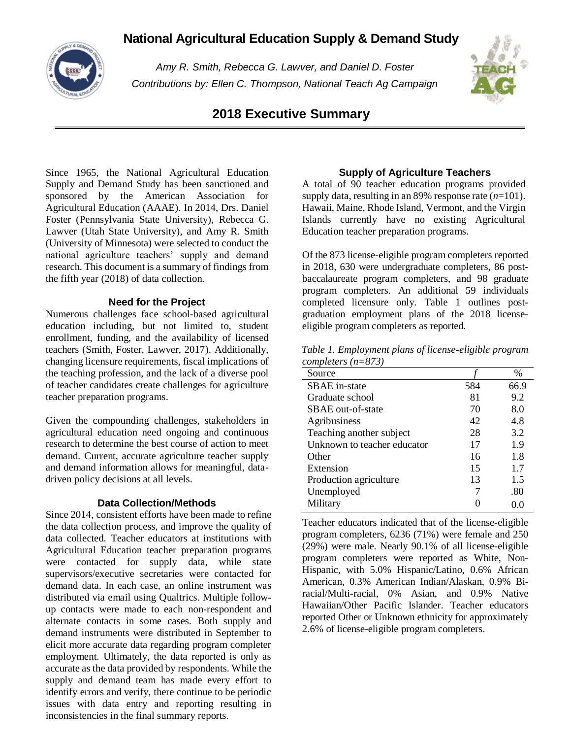# National Agricultural Education Supply & Demand Study

*Amy R. Smith, Rebecca G. Lawver, and Daniel D. Foster*
*Contributions by: Ellen C. Thompson, National Teach Ag Campaign*

## 2018 Executive Summary

Since 1965, the National Agricultural Education Supply and Demand Study has been sanctioned and sponsored by the American Association for Agricultural Education (AAAE). In 2014, Drs. Daniel Foster (Pennsylvania State University), Rebecca G. Lawver (Utah State University), and Amy R. Smith (University of Minnesota) were selected to conduct the national agriculture teachers' supply and demand research. This document is a summary of findings from the fifth year (2018) of data collection.

### Need for the Project

Numerous challenges face school-based agricultural education including, but not limited to, student enrollment, funding, and the availability of licensed teachers (Smith, Foster, Lawver, 2017). Additionally, changing licensure requirements, fiscal implications of the teaching profession, and the lack of a diverse pool of teacher candidates create challenges for agriculture teacher preparation programs.

Given the compounding challenges, stakeholders in agricultural education need ongoing and continuous research to determine the best course of action to meet demand. Current, accurate agriculture teacher supply and demand information allows for meaningful, data-driven policy decisions at all levels.

### Data Collection/Methods

Since 2014, consistent efforts have been made to refine the data collection process, and improve the quality of data collected. Teacher educators at institutions with Agricultural Education teacher preparation programs were contacted for supply data, while state supervisors/executive secretaries were contacted for demand data. In each case, an online instrument was distributed via email using Qualtrics. Multiple follow-up contacts were made to each non-respondent and alternate contacts in some cases. Both supply and demand instruments were distributed in September to elicit more accurate data regarding program completer employment. Ultimately, the data reported is only as accurate as the data provided by respondents. While the supply and demand team has made every effort to identify errors and verify, there continue to be periodic issues with data entry and reporting resulting in inconsistencies in the final summary reports.

### Supply of Agriculture Teachers

A total of 90 teacher education programs provided supply data, resulting in an 89% response rate (*n*=101). Hawaii, Maine, Rhode Island, Vermont, and the Virgin Islands currently have no existing Agricultural Education teacher preparation programs.

Of the 873 license-eligible program completers reported in 2018, 630 were undergraduate completers, 86 post-baccalaureate program completers, and 98 graduate program completers. An additional 59 individuals completed licensure only. Table 1 outlines post-graduation employment plans of the 2018 license-eligible program completers as reported.

*Table 1. Employment plans of license-eligible program completers (n=873)*

| Source | *f* | % |
|---|---|---|
| SBAE in-state | 584 | 66.9 |
| Graduate school | 81 | 9.2 |
| SBAE out-of-state | 70 | 8.0 |
| Agribusiness | 42 | 4.8 |
| Teaching another subject | 28 | 3.2 |
| Unknown to teacher educator | 17 | 1.9 |
| Other | 16 | 1.8 |
| Extension | 15 | 1.7 |
| Production agriculture | 13 | 1.5 |
| Unemployed | 7 | .80 |
| Military | 0 | 0.0 |

Teacher educators indicated that of the license-eligible program completers, 6236 (71%) were female and 250 (29%) were male. Nearly 90.1% of all license-eligible program completers were reported as White, Non-Hispanic, with 5.0% Hispanic/Latino, 0.6% African American, 0.3% American Indian/Alaskan, 0.9% Bi-racial/Multi-racial, 0% Asian, and 0.9% Native Hawaiian/Other Pacific Islander. Teacher educators reported Other or Unknown ethnicity for approximately 2.6% of license-eligible program completers.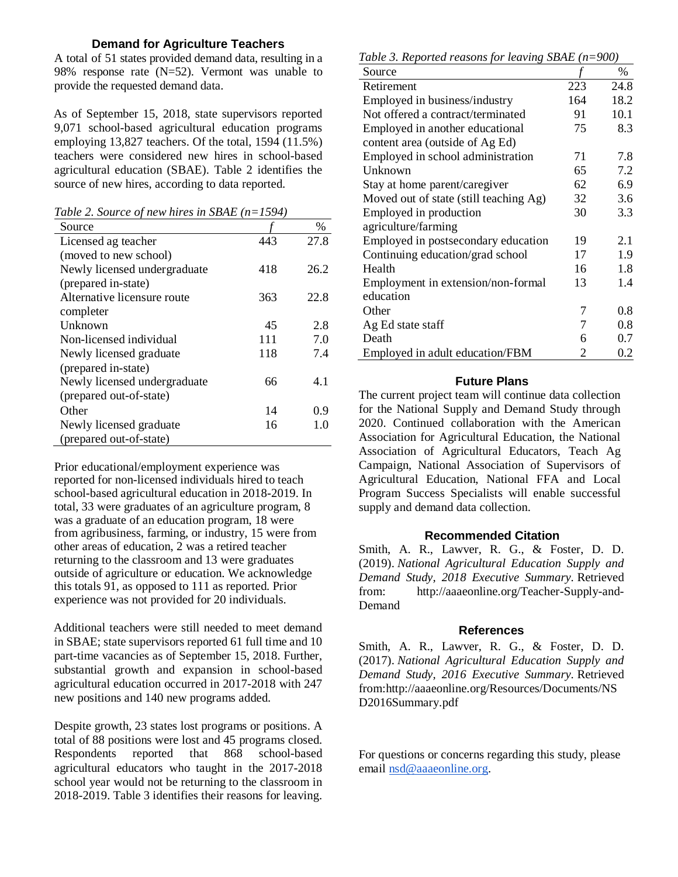## Demand for Agriculture Teachers

A total of 51 states provided demand data, resulting in a 98% response rate (N=52). Vermont was unable to provide the requested demand data.

As of September 15, 2018, state supervisors reported 9,071 school-based agricultural education programs employing 13,827 teachers. Of the total, 1594 (11.5%) teachers were considered new hires in school-based agricultural education (SBAE). Table 2 identifies the source of new hires, according to data reported.

*Table 2. Source of new hires in SBAE (n=1594)*

| Source | *f* | % |
|---|---|---|
| Licensed ag teacher (moved to new school) | 443 | 27.8 |
| Newly licensed undergraduate (prepared in-state) | 418 | 26.2 |
| Alternative licensure route completer | 363 | 22.8 |
| Unknown | 45 | 2.8 |
| Non-licensed individual | 111 | 7.0 |
| Newly licensed graduate (prepared in-state) | 118 | 7.4 |
| Newly licensed undergraduate (prepared out-of-state) | 66 | 4.1 |
| Other | 14 | 0.9 |
| Newly licensed graduate (prepared out-of-state) | 16 | 1.0 |

Prior educational/employment experience was reported for non-licensed individuals hired to teach school-based agricultural education in 2018-2019. In total, 33 were graduates of an agriculture program, 8 was a graduate of an education program, 18 were from agribusiness, farming, or industry, 15 were from other areas of education, 2 was a retired teacher returning to the classroom and 13 were graduates outside of agriculture or education. We acknowledge this totals 91, as opposed to 111 as reported. Prior experience was not provided for 20 individuals.

Additional teachers were still needed to meet demand in SBAE; state supervisors reported 61 full time and 10 part-time vacancies as of September 15, 2018. Further, substantial growth and expansion in school-based agricultural education occurred in 2017-2018 with 247 new positions and 140 new programs added.

Despite growth, 23 states lost programs or positions. A total of 88 positions were lost and 45 programs closed. Respondents reported that 868 school-based agricultural educators who taught in the 2017-2018 school year would not be returning to the classroom in 2018-2019. Table 3 identifies their reasons for leaving.

*Table 3. Reported reasons for leaving SBAE (n=900)*

| Source | *f* | % |
|---|---|---|
| Retirement | 223 | 24.8 |
| Employed in business/industry | 164 | 18.2 |
| Not offered a contract/terminated | 91 | 10.1 |
| Employed in another educational content area (outside of Ag Ed) | 75 | 8.3 |
| Employed in school administration | 71 | 7.8 |
| Unknown | 65 | 7.2 |
| Stay at home parent/caregiver | 62 | 6.9 |
| Moved out of state (still teaching Ag) | 32 | 3.6 |
| Employed in production agriculture/farming | 30 | 3.3 |
| Employed in postsecondary education | 19 | 2.1 |
| Continuing education/grad school | 17 | 1.9 |
| Health | 16 | 1.8 |
| Employment in extension/non-formal education | 13 | 1.4 |
| Other | 7 | 0.8 |
| Ag Ed state staff | 7 | 0.8 |
| Death | 6 | 0.7 |
| Employed in adult education/FBM | 2 | 0.2 |

## Future Plans

The current project team will continue data collection for the National Supply and Demand Study through 2020. Continued collaboration with the American Association for Agricultural Education, the National Association of Agricultural Educators, Teach Ag Campaign, National Association of Supervisors of Agricultural Education, National FFA and Local Program Success Specialists will enable successful supply and demand data collection.

## Recommended Citation

Smith, A. R., Lawver, R. G., & Foster, D. D. (2019). *National Agricultural Education Supply and Demand Study, 2018 Executive Summary*. Retrieved from: http://aaaeonline.org/Teacher-Supply-and-Demand

## References

Smith, A. R., Lawver, R. G., & Foster, D. D. (2017). *National Agricultural Education Supply and Demand Study, 2016 Executive Summary*. Retrieved from:http://aaaeonline.org/Resources/Documents/NSD2016Summary.pdf

For questions or concerns regarding this study, please email nsd@aaaeonline.org.